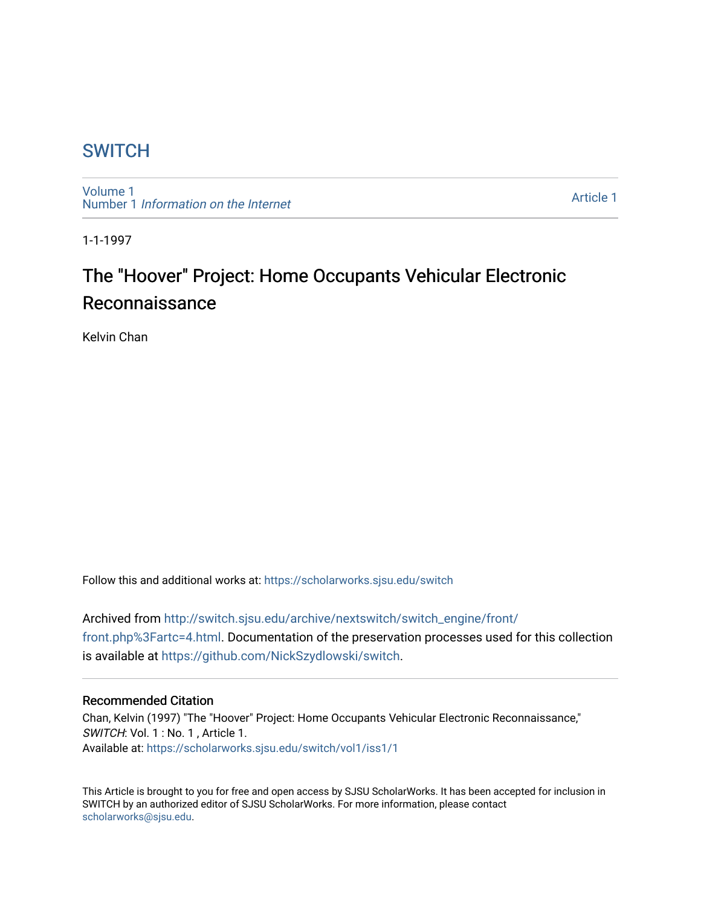# SWITCH

Volume 1
Number 1 *Information on the Internet*

Article 1

1-1-1997

## The "Hoover" Project: Home Occupants Vehicular Electronic Reconnaissance

Kelvin Chan

Follow this and additional works at: https://scholarworks.sjsu.edu/switch

Archived from http://switch.sjsu.edu/archive/nextswitch/switch_engine/front/front.php%3Fartc=4.html. Documentation of the preservation processes used for this collection is available at https://github.com/NickSzydlowski/switch.

### Recommended Citation

Chan, Kelvin (1997) "The "Hoover" Project: Home Occupants Vehicular Electronic Reconnaissance," *SWITCH*: Vol. 1 : No. 1 , Article 1.
Available at: https://scholarworks.sjsu.edu/switch/vol1/iss1/1

This Article is brought to you for free and open access by SJSU ScholarWorks. It has been accepted for inclusion in SWITCH by an authorized editor of SJSU ScholarWorks. For more information, please contact scholarworks@sjsu.edu.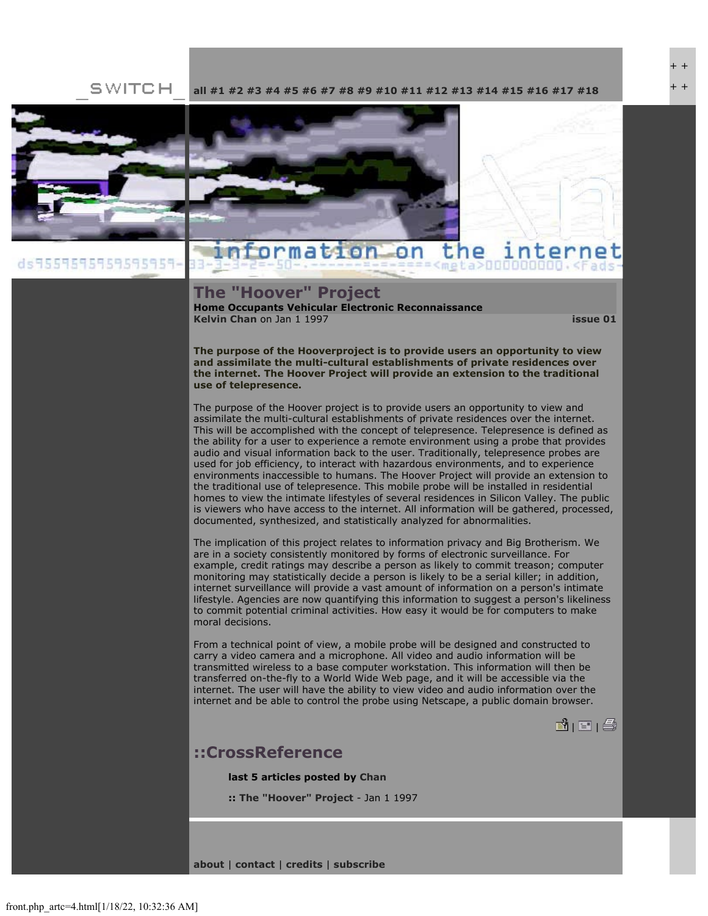_SWITCH_ all #1 #2 #3 #4 #5 #6 #7 #8 #9 #10 #11 #12 #13 #14 #15 #16 #17 #18

# The "Hoover" Project

**Home Occupants Vehicular Electronic Reconnaissance**

**Kelvin Chan** on Jan 1 1997 **issue 01**

**The purpose of the Hooverproject is to provide users an opportunity to view and assimilate the multi-cultural establishments of private residences over the internet. The Hoover Project will provide an extension to the traditional use of telepresence.**

The purpose of the Hoover project is to provide users an opportunity to view and assimilate the multi-cultural establishments of private residences over the internet. This will be accomplished with the concept of telepresence. Telepresence is defined as the ability for a user to experience a remote environment using a probe that provides audio and visual information back to the user. Traditionally, telepresence probes are used for job efficiency, to interact with hazardous environments, and to experience environments inaccessible to humans. The Hoover Project will provide an extension to the traditional use of telepresence. This mobile probe will be installed in residential homes to view the intimate lifestyles of several residences in Silicon Valley. The public is viewers who have access to the internet. All information will be gathered, processed, documented, synthesized, and statistically analyzed for abnormalities.

The implication of this project relates to information privacy and Big Brotherism. We are in a society consistently monitored by forms of electronic surveillance. For example, credit ratings may describe a person as likely to commit treason; computer monitoring may statistically decide a person is likely to be a serial killer; in addition, internet surveillance will provide a vast amount of information on a person's intimate lifestyle. Agencies are now quantifying this information to suggest a person's likeliness to commit potential criminal activities. How easy it would be for computers to make moral decisions.

From a technical point of view, a mobile probe will be designed and constructed to carry a video camera and a microphone. All video and audio information will be transmitted wireless to a base computer workstation. This information will then be transferred on-the-fly to a World Wide Web page, and it will be accessible via the internet. The user will have the ability to view video and audio information over the internet and be able to control the probe using Netscape, a public domain browser.

## ::CrossReference

**last 5 articles posted by Chan**

**:: The "Hoover" Project** - Jan 1 1997

**about** | **contact** | **credits** | **subscribe**